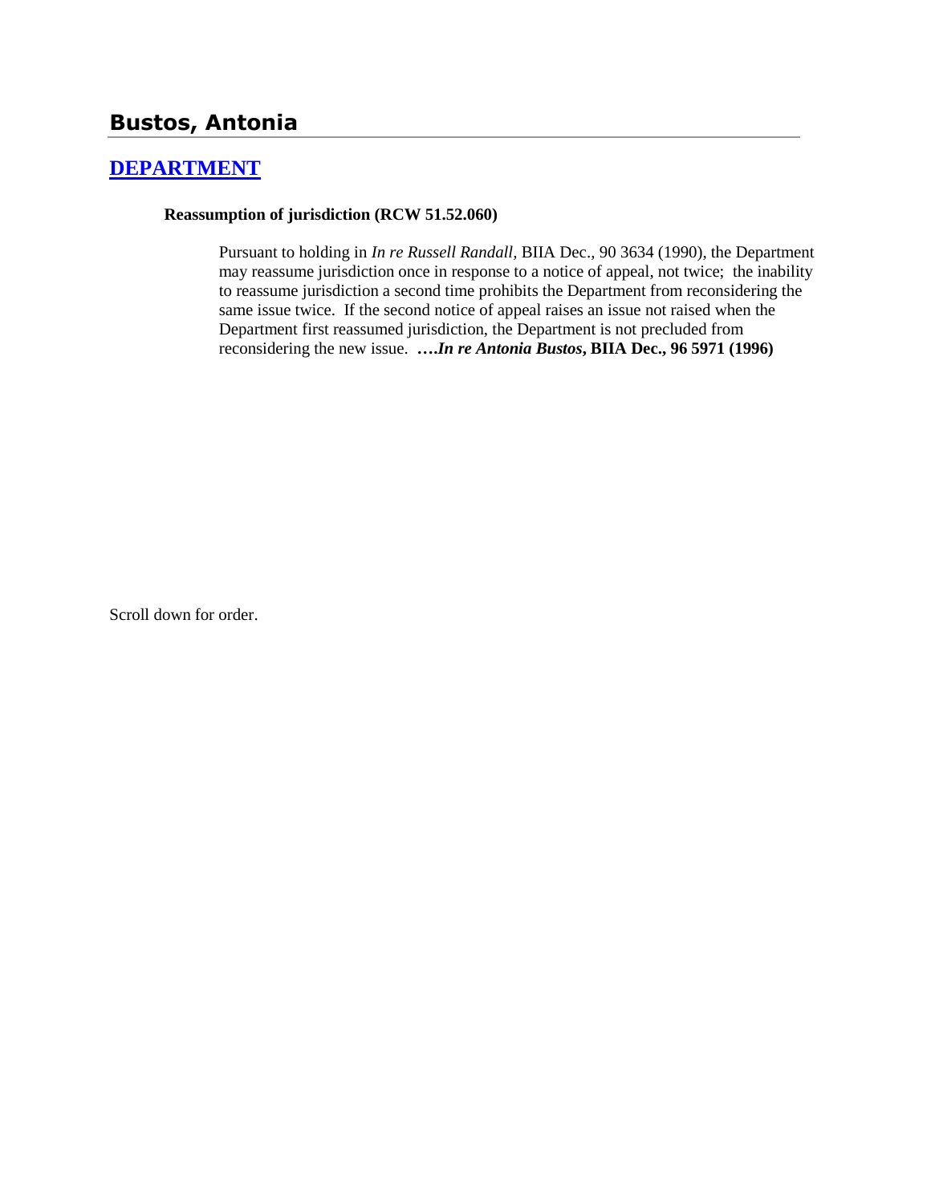# Bustos, Antonia

## [DEPARTMENT]

**Reassumption of jurisdiction (RCW 51.52.060)**

> Pursuant to holding in *In re Russell Randall*, BIIA Dec., 90 3634 (1990), the Department may reassume jurisdiction once in response to a notice of appeal, not twice; the inability to reassume jurisdiction a second time prohibits the Department from reconsidering the same issue twice. If the second notice of appeal raises an issue not raised when the Department first reassumed jurisdiction, the Department is not precluded from reconsidering the new issue. **….*In re Antonia Bustos*, BIIA Dec., 96 5971 (1996)**

Scroll down for order.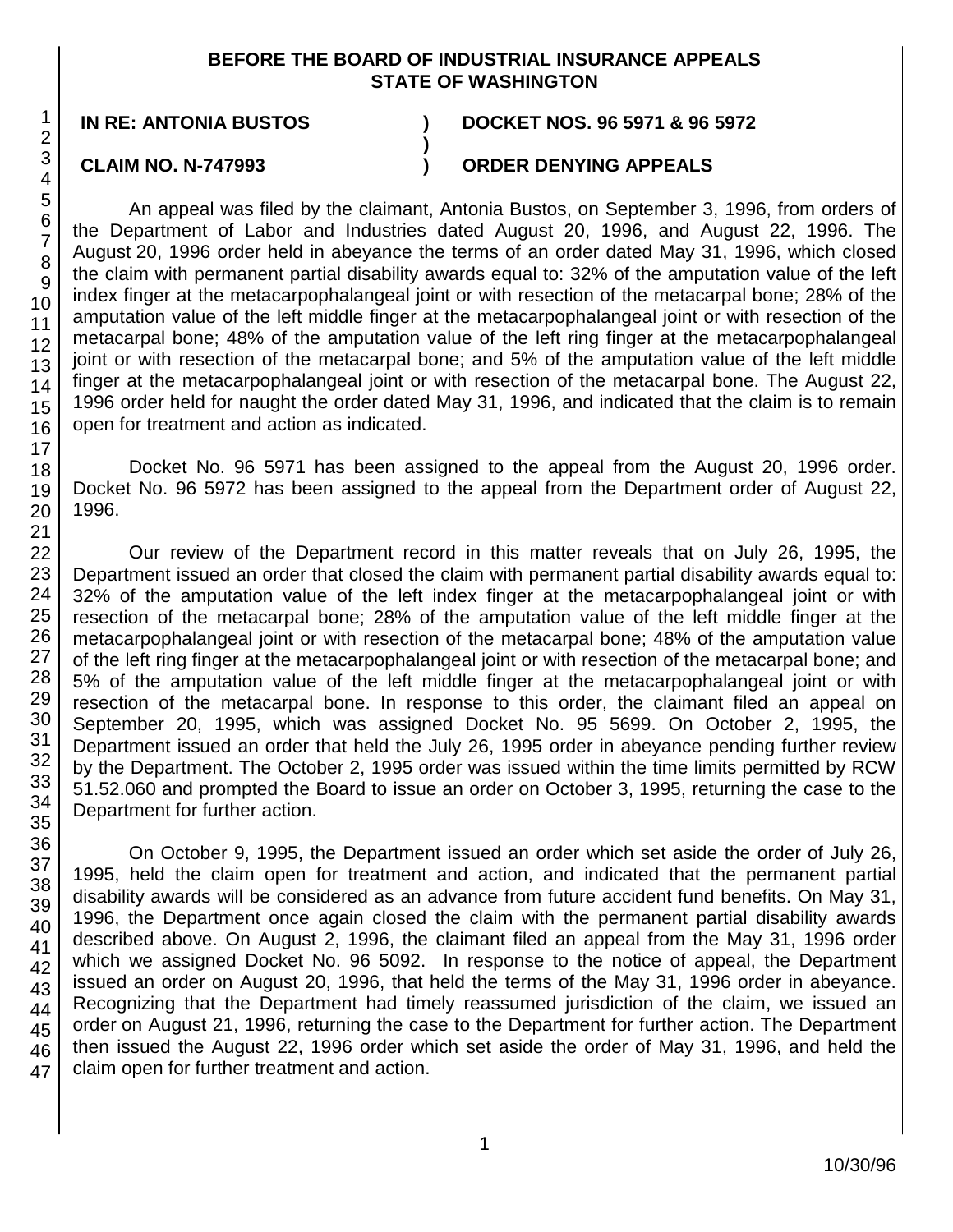**BEFORE THE BOARD OF INDUSTRIAL INSURANCE APPEALS**
**STATE OF WASHINGTON**

| IN RE: ANTONIA BUSTOS | ) | DOCKET NOS. 96 5971 & 96 5972 |
|---|---|---|
| | ) | |
| CLAIM NO. N-747993 | ) | ORDER DENYING APPEALS |

An appeal was filed by the claimant, Antonia Bustos, on September 3, 1996, from orders of the Department of Labor and Industries dated August 20, 1996, and August 22, 1996. The August 20, 1996 order held in abeyance the terms of an order dated May 31, 1996, which closed the claim with permanent partial disability awards equal to: 32% of the amputation value of the left index finger at the metacarpophalangeal joint or with resection of the metacarpal bone; 28% of the amputation value of the left middle finger at the metacarpophalangeal joint or with resection of the metacarpal bone; 48% of the amputation value of the left ring finger at the metacarpophalangeal joint or with resection of the metacarpal bone; and 5% of the amputation value of the left middle finger at the metacarpophalangeal joint or with resection of the metacarpal bone. The August 22, 1996 order held for naught the order dated May 31, 1996, and indicated that the claim is to remain open for treatment and action as indicated.

Docket No. 96 5971 has been assigned to the appeal from the August 20, 1996 order. Docket No. 96 5972 has been assigned to the appeal from the Department order of August 22, 1996.

Our review of the Department record in this matter reveals that on July 26, 1995, the Department issued an order that closed the claim with permanent partial disability awards equal to: 32% of the amputation value of the left index finger at the metacarpophalangeal joint or with resection of the metacarpal bone; 28% of the amputation value of the left middle finger at the metacarpophalangeal joint or with resection of the metacarpal bone; 48% of the amputation value of the left ring finger at the metacarpophalangeal joint or with resection of the metacarpal bone; and 5% of the amputation value of the left middle finger at the metacarpophalangeal joint or with resection of the metacarpal bone. In response to this order, the claimant filed an appeal on September 20, 1995, which was assigned Docket No. 95 5699. On October 2, 1995, the Department issued an order that held the July 26, 1995 order in abeyance pending further review by the Department. The October 2, 1995 order was issued within the time limits permitted by RCW 51.52.060 and prompted the Board to issue an order on October 3, 1995, returning the case to the Department for further action.

On October 9, 1995, the Department issued an order which set aside the order of July 26, 1995, held the claim open for treatment and action, and indicated that the permanent partial disability awards will be considered as an advance from future accident fund benefits. On May 31, 1996, the Department once again closed the claim with the permanent partial disability awards described above. On August 2, 1996, the claimant filed an appeal from the May 31, 1996 order which we assigned Docket No. 96 5092. In response to the notice of appeal, the Department issued an order on August 20, 1996, that held the terms of the May 31, 1996 order in abeyance. Recognizing that the Department had timely reassumed jurisdiction of the claim, we issued an order on August 21, 1996, returning the case to the Department for further action. The Department then issued the August 22, 1996 order which set aside the order of May 31, 1996, and held the claim open for further treatment and action.

10/30/96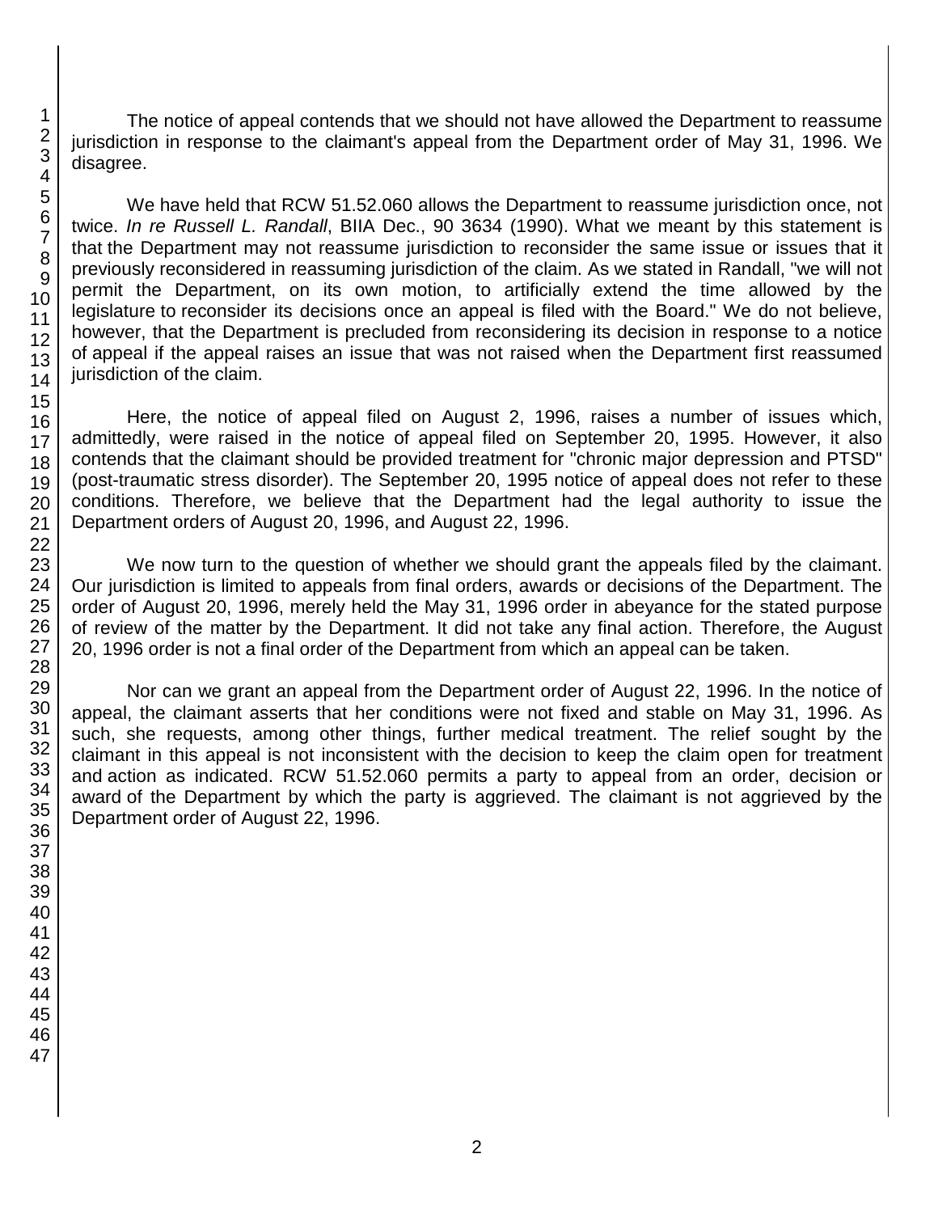The notice of appeal contends that we should not have allowed the Department to reassume jurisdiction in response to the claimant's appeal from the Department order of May 31, 1996. We disagree.

We have held that RCW 51.52.060 allows the Department to reassume jurisdiction once, not twice. *In re Russell L. Randall*, BIIA Dec., 90 3634 (1990). What we meant by this statement is that the Department may not reassume jurisdiction to reconsider the same issue or issues that it previously reconsidered in reassuming jurisdiction of the claim. As we stated in Randall, "we will not permit the Department, on its own motion, to artificially extend the time allowed by the legislature to reconsider its decisions once an appeal is filed with the Board." We do not believe, however, that the Department is precluded from reconsidering its decision in response to a notice of appeal if the appeal raises an issue that was not raised when the Department first reassumed jurisdiction of the claim.

Here, the notice of appeal filed on August 2, 1996, raises a number of issues which, admittedly, were raised in the notice of appeal filed on September 20, 1995. However, it also contends that the claimant should be provided treatment for "chronic major depression and PTSD" (post-traumatic stress disorder). The September 20, 1995 notice of appeal does not refer to these conditions. Therefore, we believe that the Department had the legal authority to issue the Department orders of August 20, 1996, and August 22, 1996.

We now turn to the question of whether we should grant the appeals filed by the claimant. Our jurisdiction is limited to appeals from final orders, awards or decisions of the Department. The order of August 20, 1996, merely held the May 31, 1996 order in abeyance for the stated purpose of review of the matter by the Department. It did not take any final action. Therefore, the August 20, 1996 order is not a final order of the Department from which an appeal can be taken.

Nor can we grant an appeal from the Department order of August 22, 1996. In the notice of appeal, the claimant asserts that her conditions were not fixed and stable on May 31, 1996. As such, she requests, among other things, further medical treatment. The relief sought by the claimant in this appeal is not inconsistent with the decision to keep the claim open for treatment and action as indicated. RCW 51.52.060 permits a party to appeal from an order, decision or award of the Department by which the party is aggrieved. The claimant is not aggrieved by the Department order of August 22, 1996.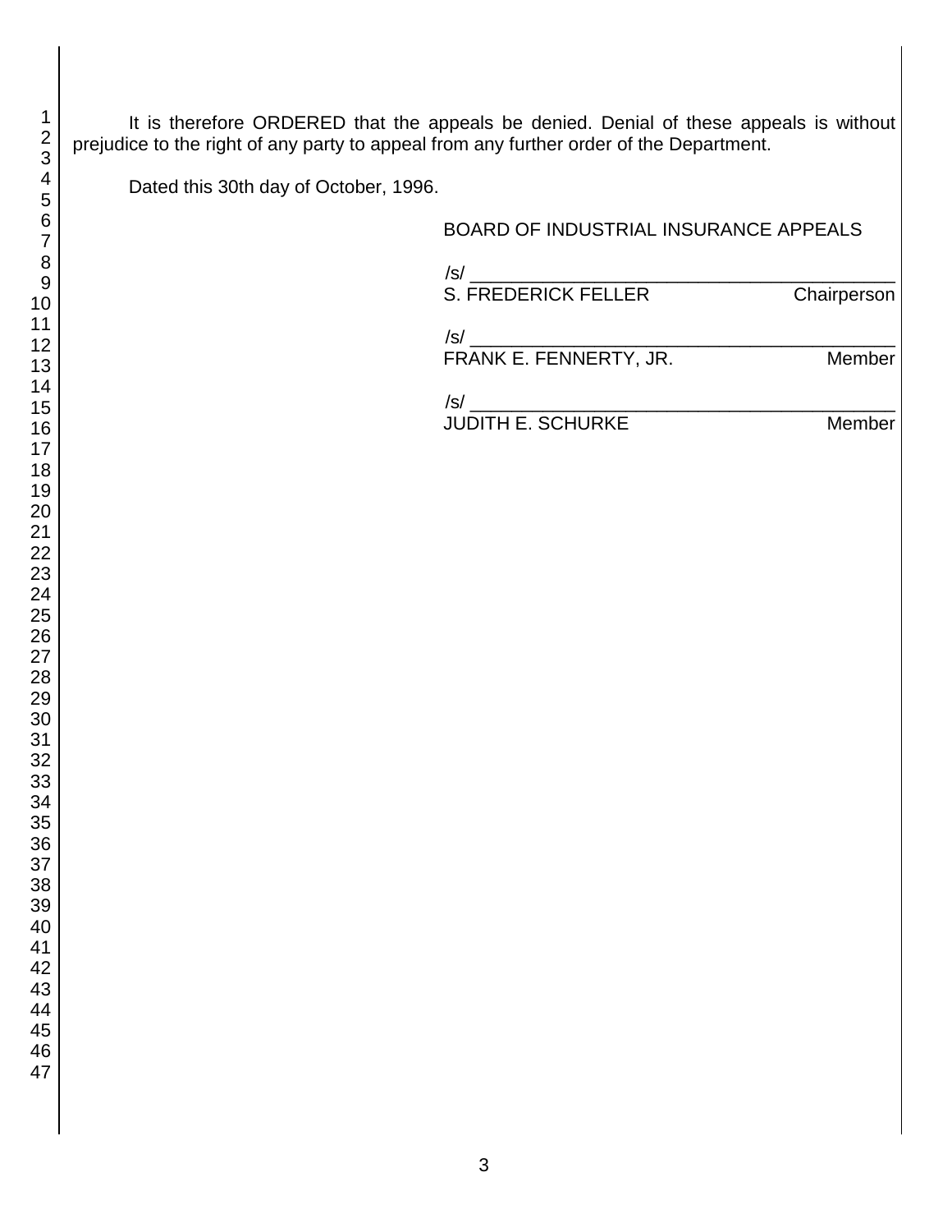It is therefore ORDERED that the appeals be denied. Denial of these appeals is without prejudice to the right of any party to appeal from any further order of the Department.

Dated this 30th day of October, 1996.

BOARD OF INDUSTRIAL INSURANCE APPEALS

/s/ \_\_\_\_\_\_\_\_\_\_\_\_\_\_\_\_\_\_\_\_\_\_\_\_\_\_\_\_\_\_\_\_\_\_\_\_\_\_\_\_\_\_
S. FREDERICK FELLER Chairperson

/s/ \_\_\_\_\_\_\_\_\_\_\_\_\_\_\_\_\_\_\_\_\_\_\_\_\_\_\_\_\_\_\_\_\_\_\_\_\_\_\_\_\_\_
FRANK E. FENNERTY, JR. Member

/s/ \_\_\_\_\_\_\_\_\_\_\_\_\_\_\_\_\_\_\_\_\_\_\_\_\_\_\_\_\_\_\_\_\_\_\_\_\_\_\_\_\_\_
JUDITH E. SCHURKE Member